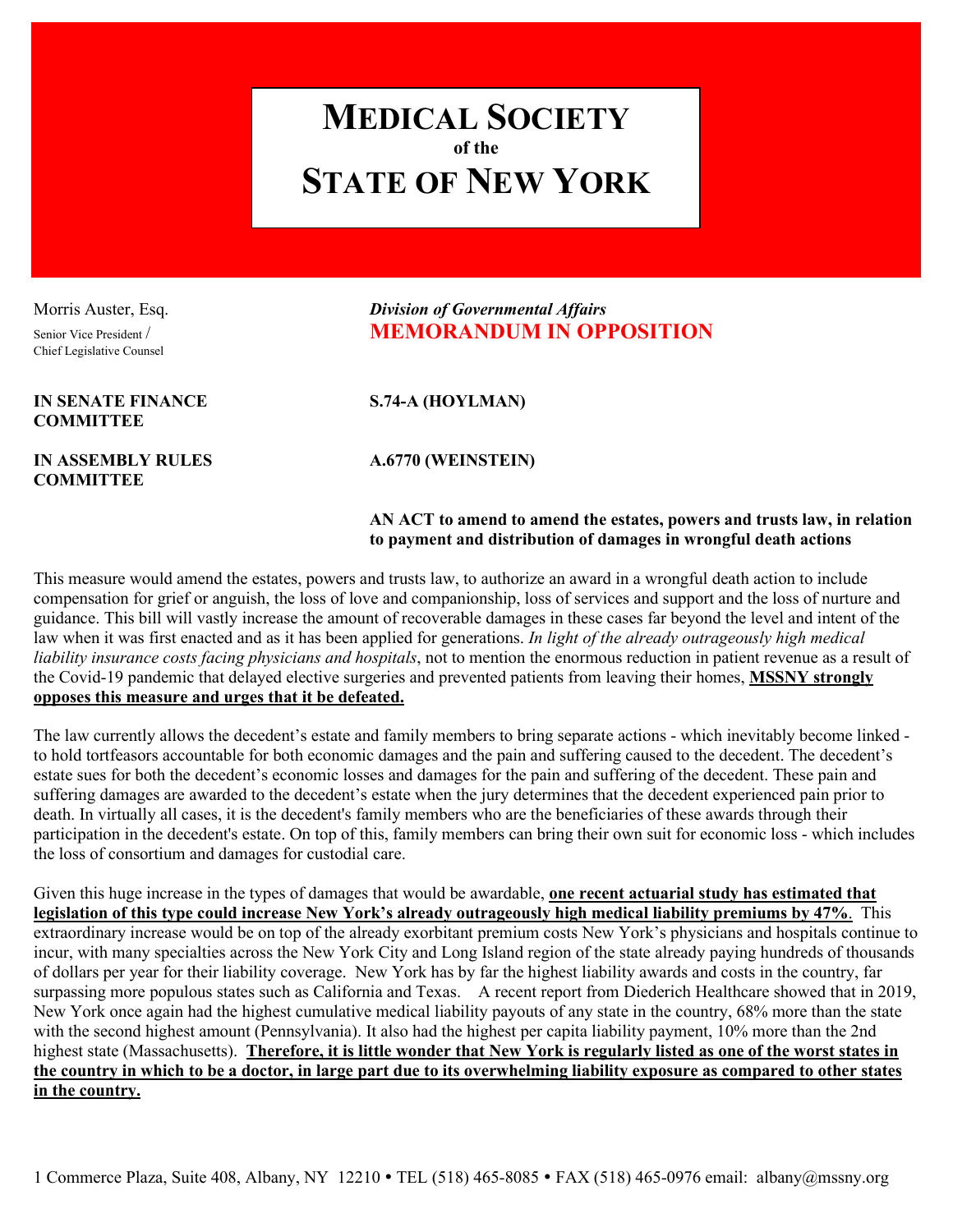# MEDICAL SOCIETY
### of the
# STATE OF NEW YORK

Morris Auster, Esq.
Senior Vice President / Chief Legislative Counsel

*Division of Governmental Affairs*
**MEMORANDUM IN OPPOSITION**

**IN SENATE FINANCE COMMITTEE** — **S.74-A (HOYLMAN)**

**IN ASSEMBLY RULES COMMITTEE** — **A.6770 (WEINSTEIN)**

**AN ACT to amend to amend the estates, powers and trusts law, in relation to payment and distribution of damages in wrongful death actions**

This measure would amend the estates, powers and trusts law, to authorize an award in a wrongful death action to include compensation for grief or anguish, the loss of love and companionship, loss of services and support and the loss of nurture and guidance. This bill will vastly increase the amount of recoverable damages in these cases far beyond the level and intent of the law when it was first enacted and as it has been applied for generations. *In light of the already outrageously high medical liability insurance costs facing physicians and hospitals*, not to mention the enormous reduction in patient revenue as a result of the Covid-19 pandemic that delayed elective surgeries and prevented patients from leaving their homes, **MSSNY strongly opposes this measure and urges that it be defeated.**

The law currently allows the decedent's estate and family members to bring separate actions - which inevitably become linked - to hold tortfeasors accountable for both economic damages and the pain and suffering caused to the decedent. The decedent's estate sues for both the decedent's economic losses and damages for the pain and suffering of the decedent. These pain and suffering damages are awarded to the decedent's estate when the jury determines that the decedent experienced pain prior to death. In virtually all cases, it is the decedent's family members who are the beneficiaries of these awards through their participation in the decedent's estate. On top of this, family members can bring their own suit for economic loss - which includes the loss of consortium and damages for custodial care.

Given this huge increase in the types of damages that would be awardable, **one recent actuarial study has estimated that legislation of this type could increase New York's already outrageously high medical liability premiums by 47%**. This extraordinary increase would be on top of the already exorbitant premium costs New York's physicians and hospitals continue to incur, with many specialties across the New York City and Long Island region of the state already paying hundreds of thousands of dollars per year for their liability coverage. New York has by far the highest liability awards and costs in the country, far surpassing more populous states such as California and Texas. A recent report from Diederich Healthcare showed that in 2019, New York once again had the highest cumulative medical liability payouts of any state in the country, 68% more than the state with the second highest amount (Pennsylvania). It also had the highest per capita liability payment, 10% more than the 2nd highest state (Massachusetts). **Therefore, it is little wonder that New York is regularly listed as one of the worst states in the country in which to be a doctor, in large part due to its overwhelming liability exposure as compared to other states in the country.**

1 Commerce Plaza, Suite 408, Albany, NY 12210 • TEL (518) 465-8085 • FAX (518) 465-0976 email: albany@mssny.org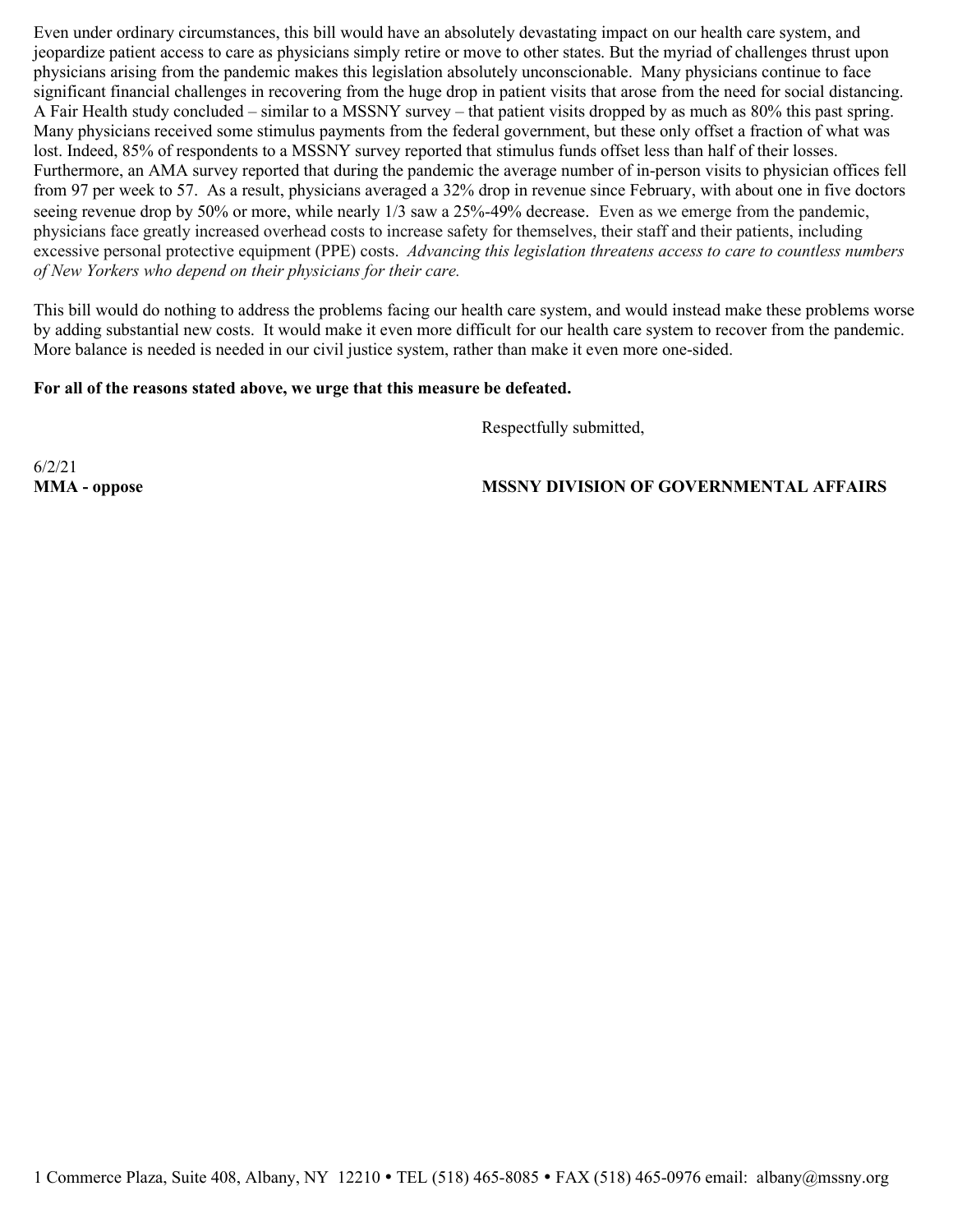Even under ordinary circumstances, this bill would have an absolutely devastating impact on our health care system, and jeopardize patient access to care as physicians simply retire or move to other states. But the myriad of challenges thrust upon physicians arising from the pandemic makes this legislation absolutely unconscionable. Many physicians continue to face significant financial challenges in recovering from the huge drop in patient visits that arose from the need for social distancing. A Fair Health study concluded – similar to a MSSNY survey – that patient visits dropped by as much as 80% this past spring. Many physicians received some stimulus payments from the federal government, but these only offset a fraction of what was lost. Indeed, 85% of respondents to a MSSNY survey reported that stimulus funds offset less than half of their losses. Furthermore, an AMA survey reported that during the pandemic the average number of in-person visits to physician offices fell from 97 per week to 57. As a result, physicians averaged a 32% drop in revenue since February, with about one in five doctors seeing revenue drop by 50% or more, while nearly 1/3 saw a 25%-49% decrease. Even as we emerge from the pandemic, physicians face greatly increased overhead costs to increase safety for themselves, their staff and their patients, including excessive personal protective equipment (PPE) costs. *Advancing this legislation threatens access to care to countless numbers of New Yorkers who depend on their physicians for their care.*

This bill would do nothing to address the problems facing our health care system, and would instead make these problems worse by adding substantial new costs. It would make it even more difficult for our health care system to recover from the pandemic. More balance is needed is needed in our civil justice system, rather than make it even more one-sided.

**For all of the reasons stated above, we urge that this measure be defeated.**

Respectfully submitted,

6/2/21

**MMA - oppose**

**MSSNY DIVISION OF GOVERNMENTAL AFFAIRS**

1 Commerce Plaza, Suite 408, Albany, NY 12210 • TEL (518) 465-8085 • FAX (518) 465-0976 email: albany@mssny.org